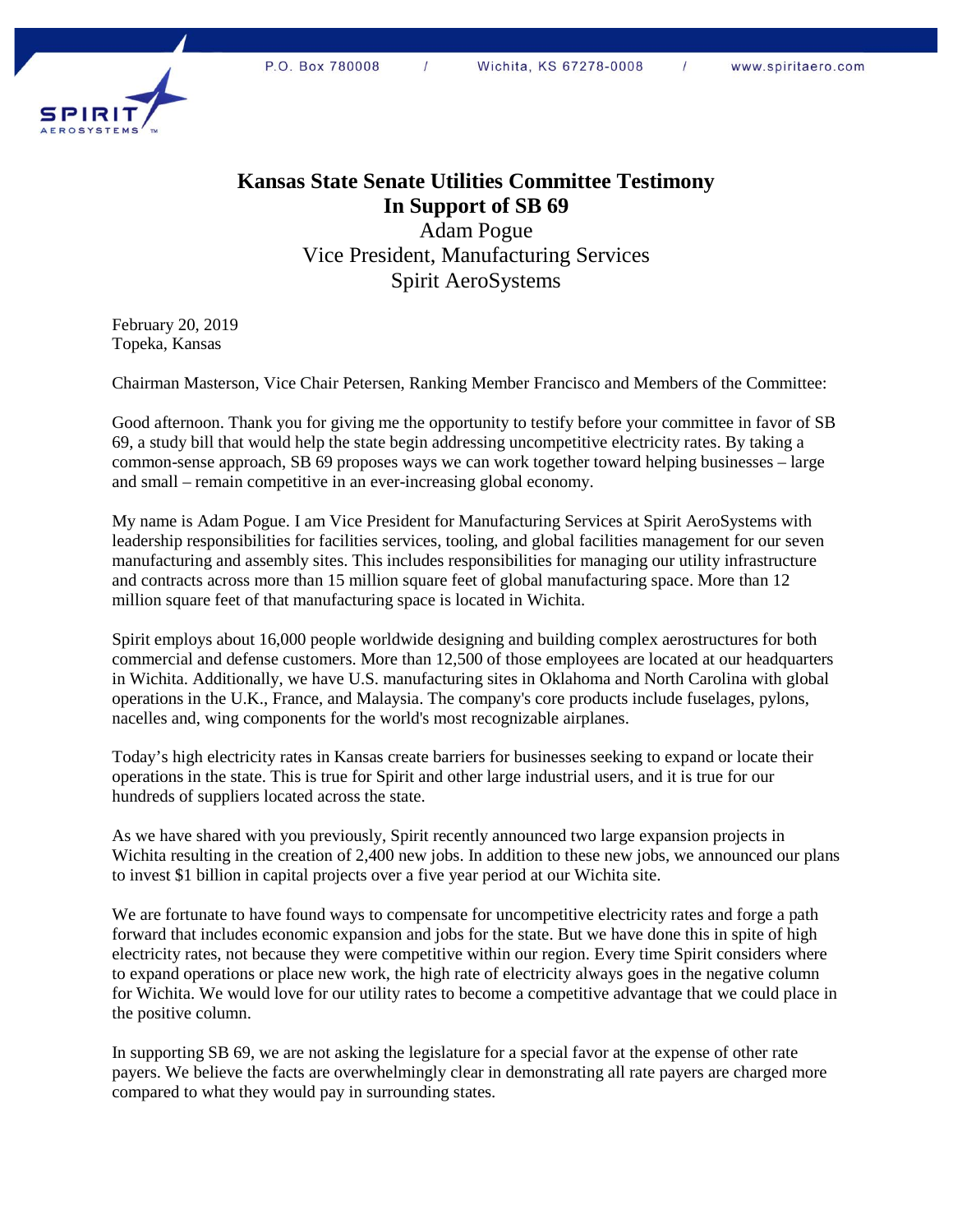P.O. Box 780008 / Wichita, KS 67278-0008 / www.spiritaero.com

# Kansas State Senate Utilities Committee Testimony
# In Support of SB 69

Adam Pogue
Vice President, Manufacturing Services
Spirit AeroSystems

February 20, 2019
Topeka, Kansas

Chairman Masterson, Vice Chair Petersen, Ranking Member Francisco and Members of the Committee:

Good afternoon. Thank you for giving me the opportunity to testify before your committee in favor of SB 69, a study bill that would help the state begin addressing uncompetitive electricity rates. By taking a common-sense approach, SB 69 proposes ways we can work together toward helping businesses – large and small – remain competitive in an ever-increasing global economy.

My name is Adam Pogue. I am Vice President for Manufacturing Services at Spirit AeroSystems with leadership responsibilities for facilities services, tooling, and global facilities management for our seven manufacturing and assembly sites. This includes responsibilities for managing our utility infrastructure and contracts across more than 15 million square feet of global manufacturing space. More than 12 million square feet of that manufacturing space is located in Wichita.

Spirit employs about 16,000 people worldwide designing and building complex aerostructures for both commercial and defense customers. More than 12,500 of those employees are located at our headquarters in Wichita. Additionally, we have U.S. manufacturing sites in Oklahoma and North Carolina with global operations in the U.K., France, and Malaysia. The company's core products include fuselages, pylons, nacelles and, wing components for the world's most recognizable airplanes.

Today's high electricity rates in Kansas create barriers for businesses seeking to expand or locate their operations in the state. This is true for Spirit and other large industrial users, and it is true for our hundreds of suppliers located across the state.

As we have shared with you previously, Spirit recently announced two large expansion projects in Wichita resulting in the creation of 2,400 new jobs. In addition to these new jobs, we announced our plans to invest $1 billion in capital projects over a five year period at our Wichita site.

We are fortunate to have found ways to compensate for uncompetitive electricity rates and forge a path forward that includes economic expansion and jobs for the state. But we have done this in spite of high electricity rates, not because they were competitive within our region. Every time Spirit considers where to expand operations or place new work, the high rate of electricity always goes in the negative column for Wichita. We would love for our utility rates to become a competitive advantage that we could place in the positive column.

In supporting SB 69, we are not asking the legislature for a special favor at the expense of other rate payers. We believe the facts are overwhelmingly clear in demonstrating all rate payers are charged more compared to what they would pay in surrounding states.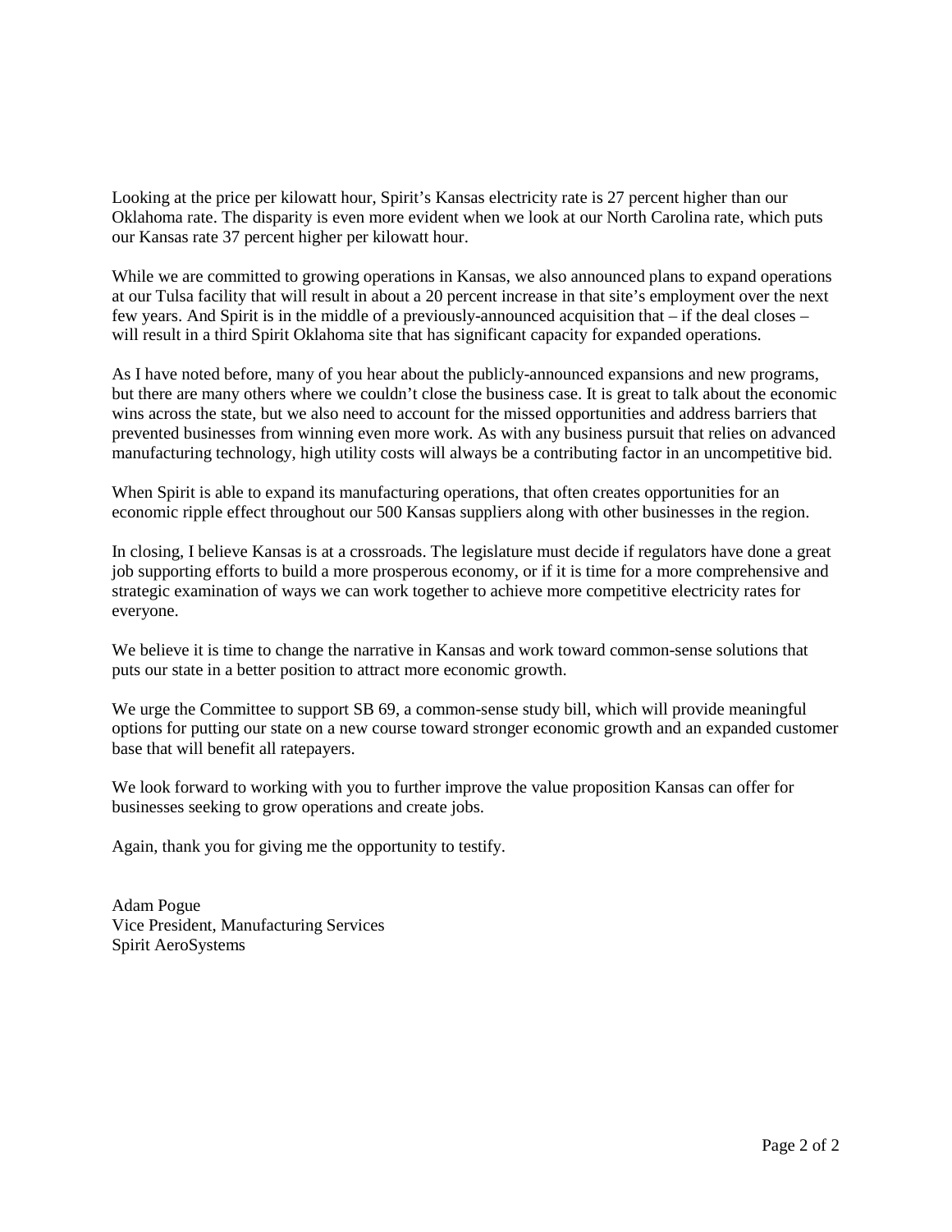Looking at the price per kilowatt hour, Spirit's Kansas electricity rate is 27 percent higher than our Oklahoma rate. The disparity is even more evident when we look at our North Carolina rate, which puts our Kansas rate 37 percent higher per kilowatt hour.

While we are committed to growing operations in Kansas, we also announced plans to expand operations at our Tulsa facility that will result in about a 20 percent increase in that site's employment over the next few years. And Spirit is in the middle of a previously-announced acquisition that – if the deal closes – will result in a third Spirit Oklahoma site that has significant capacity for expanded operations.

As I have noted before, many of you hear about the publicly-announced expansions and new programs, but there are many others where we couldn't close the business case. It is great to talk about the economic wins across the state, but we also need to account for the missed opportunities and address barriers that prevented businesses from winning even more work. As with any business pursuit that relies on advanced manufacturing technology, high utility costs will always be a contributing factor in an uncompetitive bid.

When Spirit is able to expand its manufacturing operations, that often creates opportunities for an economic ripple effect throughout our 500 Kansas suppliers along with other businesses in the region.

In closing, I believe Kansas is at a crossroads. The legislature must decide if regulators have done a great job supporting efforts to build a more prosperous economy, or if it is time for a more comprehensive and strategic examination of ways we can work together to achieve more competitive electricity rates for everyone.

We believe it is time to change the narrative in Kansas and work toward common-sense solutions that puts our state in a better position to attract more economic growth.

We urge the Committee to support SB 69, a common-sense study bill, which will provide meaningful options for putting our state on a new course toward stronger economic growth and an expanded customer base that will benefit all ratepayers.

We look forward to working with you to further improve the value proposition Kansas can offer for businesses seeking to grow operations and create jobs.

Again, thank you for giving me the opportunity to testify.

Adam Pogue
Vice President, Manufacturing Services
Spirit AeroSystems